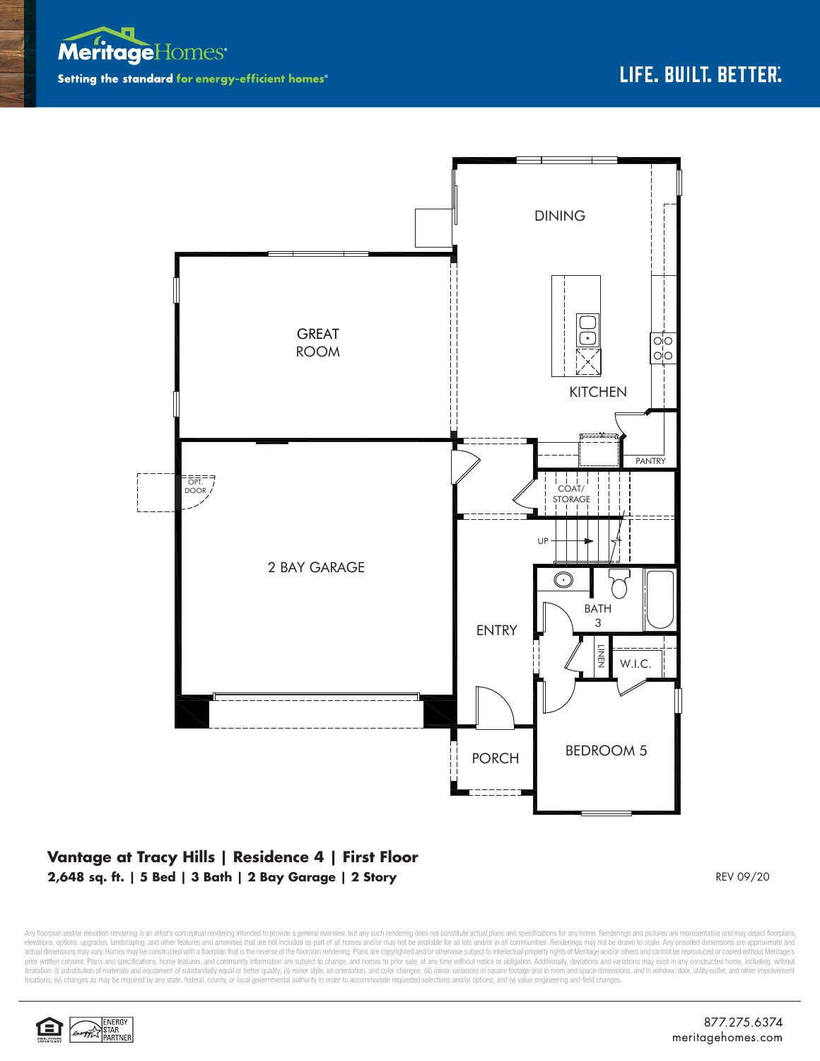Meritage Homes

Setting the standard for energy-efficient homes®

LIFE. BUILT. BETTER.

DINING

GREAT ROOM

KITCHEN

PANTRY

OPT. DOOR

COAT/ STORAGE

UP

2 BAY GARAGE

BATH 3

ENTRY

LINEN

W.I.C.

PORCH

BEDROOM 5

## Vantage at Tracy Hills | Residence 4 | First Floor

**2,648 sq. ft. | 5 Bed | 3 Bath | 2 Bay Garage | 2 Story**

REV 09/20

Any floorplan and/or elevation rendering is an artist's conceptual rendering intended to provide a general overview, but any such rendering does not constitute actual plans and specifications for any home. Renderings and pictures are representative and may depict floorplans, elevations, options, upgrades, landscaping, and other features and amenities that are not included as part of all homes and/or may not be available for all lots and/or in all communities. Renderings may not be drawn to scale. Any provided dimensions are approximate and actual dimensions may vary. Homes may be constructed with a floorplan that is the reverse of the floorplan rendering. Plans are copyrighted and/or otherwise subject to intellectual property rights of Meritage and/or others and cannot be reproduced or copied without Meritage's prior written consent. Plans and specifications, home features, and community information are subject to change, and homes to prior sale, at any time without notice or obligation. Additionally, deviations and variations may exist in any constructed home, including, without limitation: (i) substitution of materials and equipment of substantially equal or better quality; (ii) minor style, lot orientation, and color changes; (iii) minor variances in square footage and in room and space dimensions, and in window, door, utility outlet, and other improvement locations; (iv) changes as may be required by any state, federal, county, or local governmental authority in order to accommodate requested selections and/or options; and (v) value engineering and field changes.

ENERGY STAR PARTNER

877.275.6374
meritagehomes.com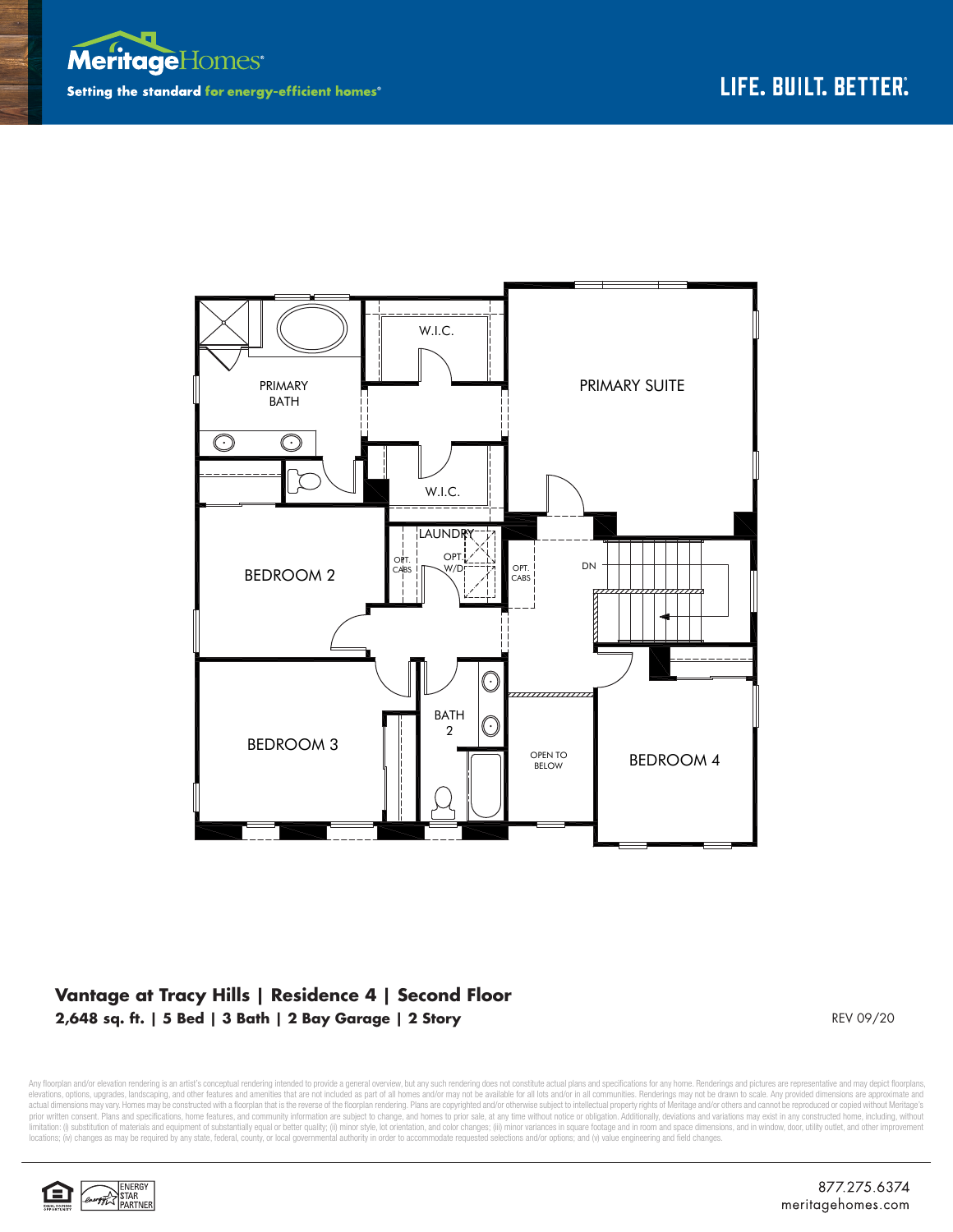MeritageHomes®

Setting the standard for energy-efficient homes®

LIFE. BUILT. BETTER.®

PRIMARY BATH

W.I.C.

PRIMARY SUITE

W.I.C.

BEDROOM 2

LAUNDRY

OPT. CABS

OPT. W/D

OPT. CABS

DN

BEDROOM 3

BATH 2

OPEN TO BELOW

BEDROOM 4

**Vantage at Tracy Hills | Residence 4 | Second Floor**

**2,648 sq. ft. | 5 Bed | 3 Bath | 2 Bay Garage | 2 Story**

REV 09/20

Any floorplan and/or elevation rendering is an artist's conceptual rendering intended to provide a general overview, but any such rendering does not constitute actual plans and specifications for any home. Renderings and pictures are representative and may depict floorplans, elevations, options, upgrades, landscaping, and other features and amenities that are not included as part of all homes and/or may not be available for all lots and/or in all communities. Renderings may not be drawn to scale. Any provided dimensions are approximate and actual dimensions may vary. Homes may be constructed with a floorplan that is the reverse of the floorplan rendering. Plans are copyrighted and/or otherwise subject to intellectual property rights of Meritage and/or others and cannot be reproduced or copied without Meritage's prior written consent. Plans and specifications, home features, and community information are subject to change, and homes to prior sale, at any time without notice or obligation. Additionally, deviations and variations may exist in any constructed home, including, without limitation: (i) substitution of materials and equipment of substantially equal or better quality; (ii) minor style, lot orientation, and color changes; (iii) minor variances in square footage and in room and space dimensions, and in window, door, utility outlet, and other improvement locations; (iv) changes as may be required by any state, federal, county, or local governmental authority in order to accommodate requested selections and/or options; and (v) value engineering and field changes.

ENERGY STAR PARTNER

877.275.6374
meritagehomes.com